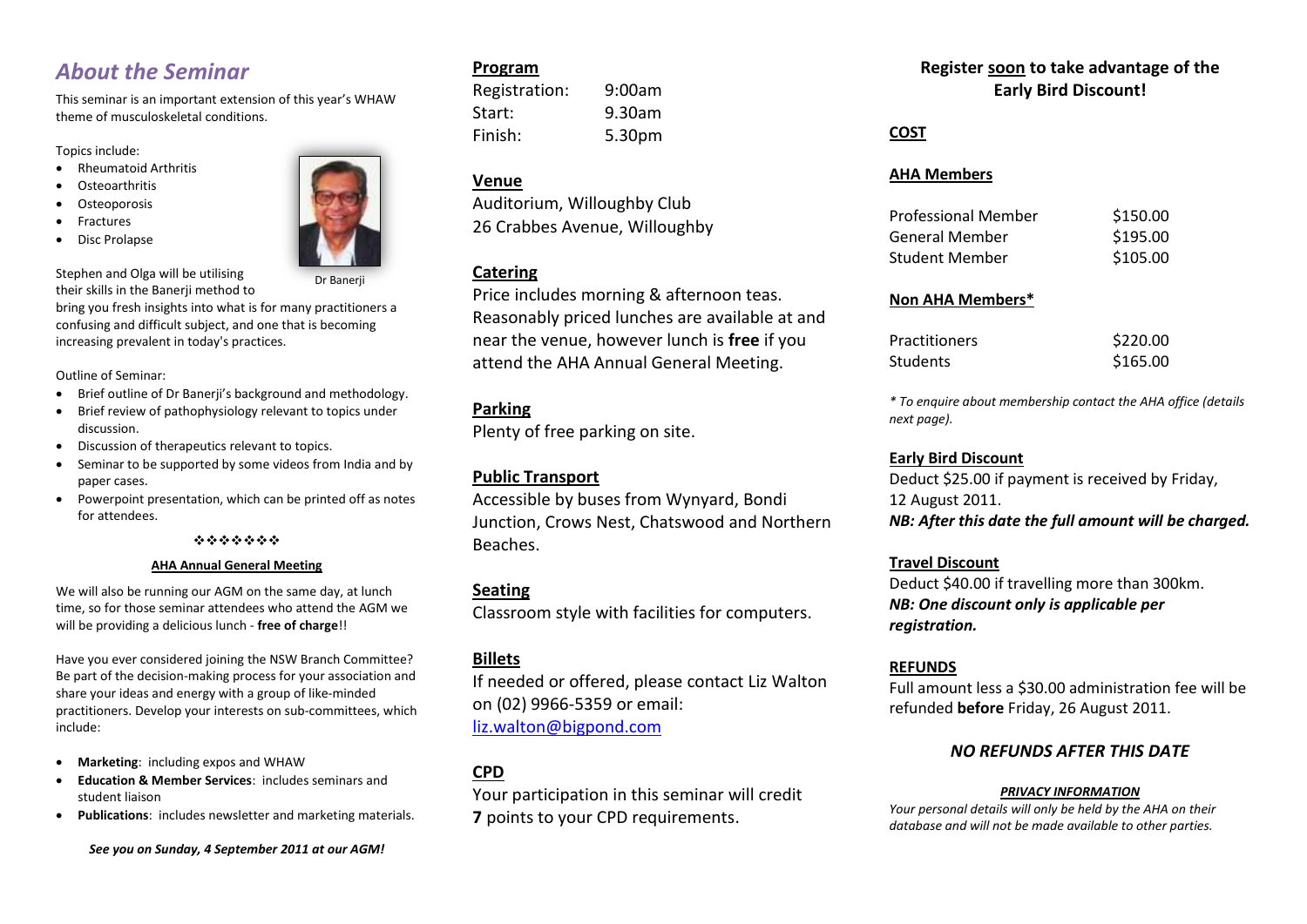## *About the Seminar*

This seminar is an important extension of this year's WHAW theme of musculoskeletal conditions.

Topics include:

- Rheumatoid Arthritis
- Osteoarthritis
- Osteoporosis
- Fractures
- Disc Prolapse

Dr Banerji

Stephen and Olga will be utilising their skills in the Banerji method to bring you fresh insights into what is for many practitioners a confusing and difficult subject, and one that is becoming increasing prevalent in today's practices.

Outline of Seminar:

- Brief outline of Dr Banerji's background and methodology.
- Brief review of pathophysiology relevant to topics under discussion.
- Discussion of therapeutics relevant to topics.
- Seminar to be supported by some videos from India and by paper cases.
- Powerpoint presentation, which can be printed off as notes for attendees.

❖❖❖❖❖❖❖

**AHA Annual General Meeting**

We will also be running our AGM on the same day, at lunch time, so for those seminar attendees who attend the AGM we will be providing a delicious lunch - **free of charge**!!

Have you ever considered joining the NSW Branch Committee? Be part of the decision-making process for your association and share your ideas and energy with a group of like-minded practitioners. Develop your interests on sub-committees, which include:

- **Marketing**: including expos and WHAW
- **Education & Member Services**: includes seminars and student liaison
- **Publications**: includes newsletter and marketing materials.

***See you on Sunday, 4 September 2011 at our AGM!***

**Program**

| | |
|---|---|
| Registration: | 9:00am |
| Start: | 9.30am |
| Finish: | 5.30pm |

**Venue**

Auditorium, Willoughby Club
26 Crabbes Avenue, Willoughby

**Catering**

Price includes morning & afternoon teas. Reasonably priced lunches are available at and near the venue, however lunch is **free** if you attend the AHA Annual General Meeting.

**Parking**

Plenty of free parking on site.

**Public Transport**

Accessible by buses from Wynyard, Bondi Junction, Crows Nest, Chatswood and Northern Beaches.

**Seating**

Classroom style with facilities for computers.

**Billets**

If needed or offered, please contact Liz Walton on (02) 9966-5359 or email: liz.walton@bigpond.com

**CPD**

Your participation in this seminar will credit **7** points to your CPD requirements.

**Register soon to take advantage of the Early Bird Discount!**

**COST**

**AHA Members**

| | |
|---|---|
| Professional Member | $150.00 |
| General Member | $195.00 |
| Student Member | $105.00 |

**Non AHA Members***

| | |
|---|---|
| Practitioners | $220.00 |
| Students | $165.00 |

*\* To enquire about membership contact the AHA office (details next page).*

**Early Bird Discount**

Deduct $25.00 if payment is received by Friday, 12 August 2011.
***NB: After this date the full amount will be charged.***

**Travel Discount**

Deduct $40.00 if travelling more than 300km.
***NB: One discount only is applicable per registration.***

**REFUNDS**

Full amount less a $30.00 administration fee will be refunded **before** Friday, 26 August 2011.

***NO REFUNDS AFTER THIS DATE***

***PRIVACY INFORMATION***

*Your personal details will only be held by the AHA on their database and will not be made available to other parties.*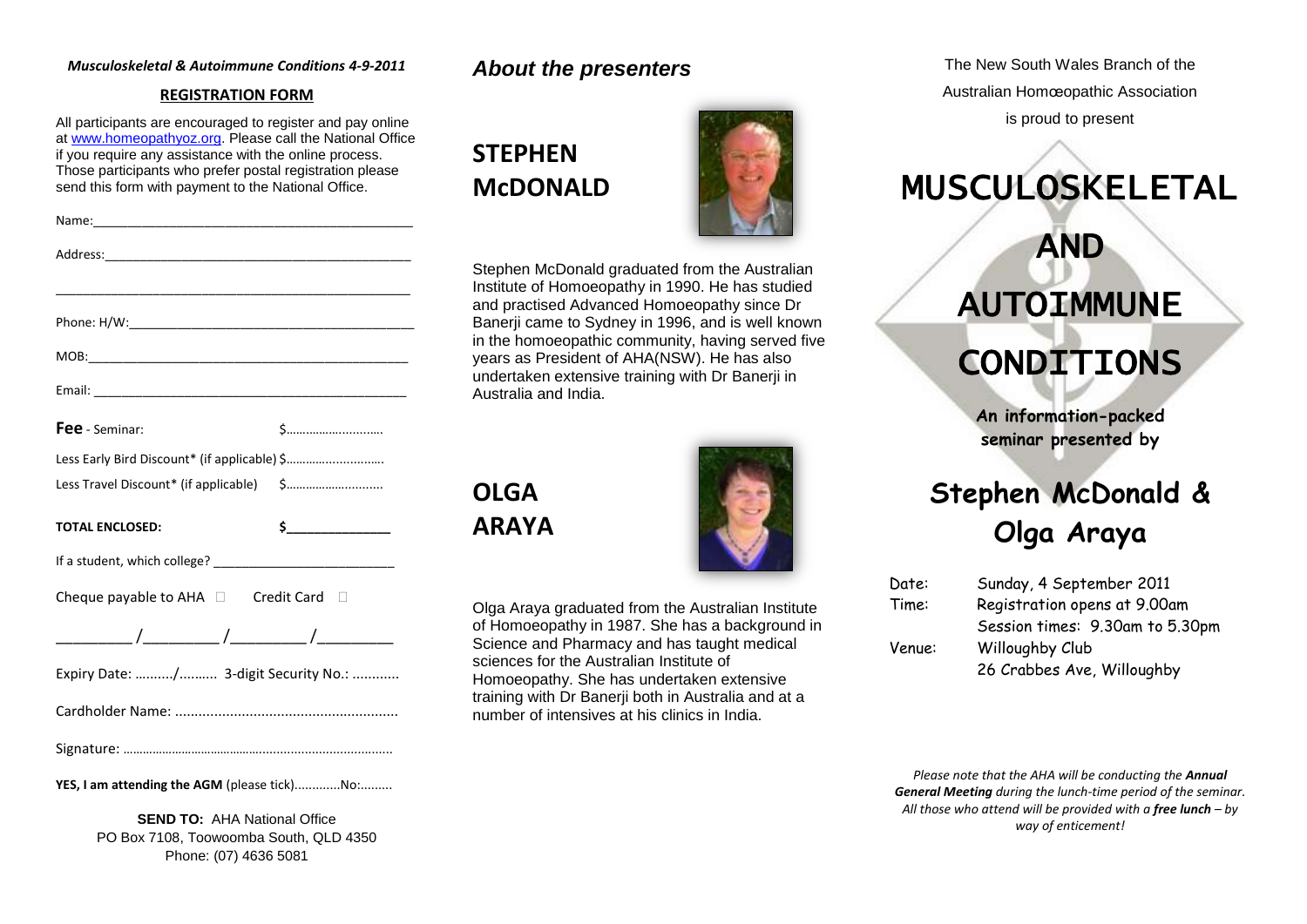***Musculoskeletal & Autoimmune Conditions 4-9-2011***

**REGISTRATION FORM**

All participants are encouraged to register and pay online at www.homeopathyoz.org. Please call the National Office if you require any assistance with the online process. Those participants who prefer postal registration please send this form with payment to the National Office.

Name:_______________________________________________

Address:_____________________________________________

_____________________________________________________

Phone: H/W:__________________________________________

MOB:________________________________________________

Email: _______________________________________________

**Fee** - Seminar: $...........................

Less Early Bird Discount* (if applicable) $...........................

Less Travel Discount* (if applicable) $...........................

**TOTAL ENCLOSED:** **$_____________**

If a student, which college? __________________________

Cheque payable to AHA ☐ Credit Card ☐

_________ /_________ /_________ /_________

Expiry Date: ........../.......... 3-digit Security No.: ............

Cardholder Name: ........................................................

Signature: ..............................................................................

**YES, I am attending the AGM** (please tick).............No:.........

**SEND TO:** AHA National Office
PO Box 7108, Toowoomba South, QLD 4350
Phone: (07) 4636 5081

## *About the presenters*

### STEPHEN McDONALD

Stephen McDonald graduated from the Australian Institute of Homoeopathy in 1990. He has studied and practised Advanced Homoeopathy since Dr Banerji came to Sydney in 1996, and is well known in the homoeopathic community, having served five years as President of AHA(NSW). He has also undertaken extensive training with Dr Banerji in Australia and India.

### OLGA ARAYA

Olga Araya graduated from the Australian Institute of Homoeopathy in 1987. She has a background in Science and Pharmacy and has taught medical sciences for the Australian Institute of Homoeopathy. She has undertaken extensive training with Dr Banerji both in Australia and at a number of intensives at his clinics in India.

The New South Wales Branch of the
Australian Homœopathic Association
is proud to present

# MUSCULOSKELETAL AND AUTOIMMUNE CONDITIONS

**An information-packed seminar presented by**

## Stephen McDonald & Olga Araya

Date: Sunday, 4 September 2011

Time: Registration opens at 9.00am
Session times: 9.30am to 5.30pm

Venue: Willoughby Club
26 Crabbes Ave, Willoughby

*Please note that the AHA will be conducting the **Annual General Meeting** during the lunch-time period of the seminar. All those who attend will be provided with a **free lunch** – by way of enticement!*